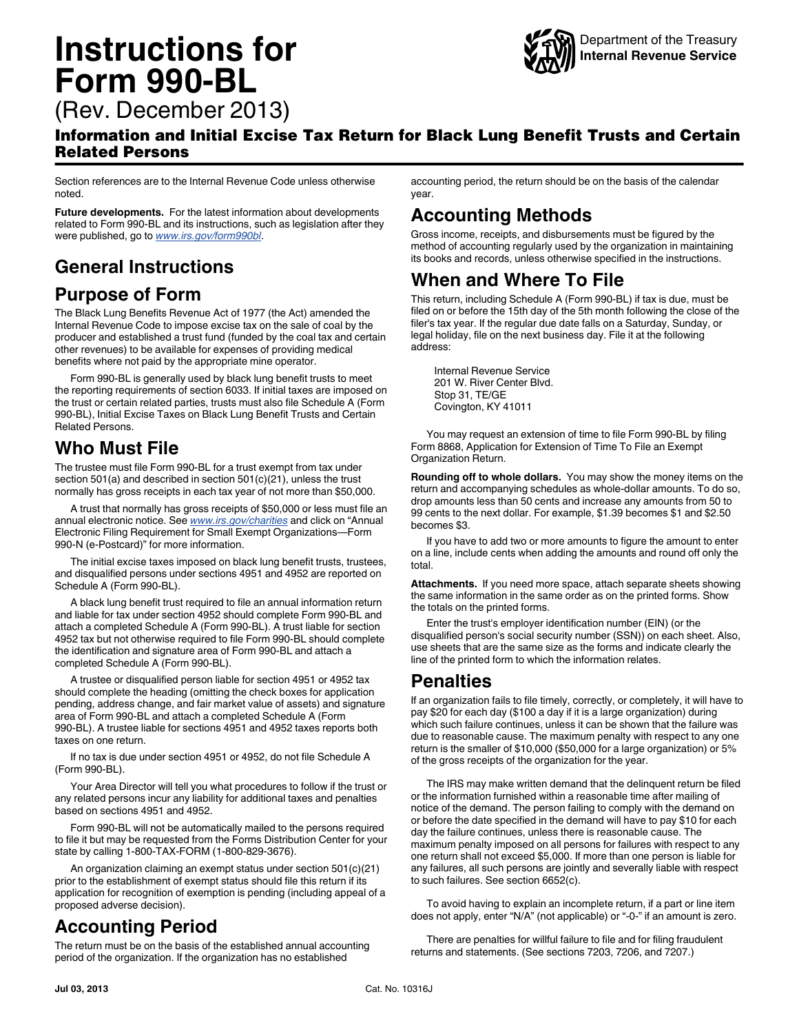# Instructions for Form 990-BL

(Rev. December 2013)

Department of the Treasury
Internal Revenue Service

## Information and Initial Excise Tax Return for Black Lung Benefit Trusts and Certain Related Persons

Section references are to the Internal Revenue Code unless otherwise noted.

**Future developments.** For the latest information about developments related to Form 990-BL and its instructions, such as legislation after they were published, go to *www.irs.gov/form990bl*.

## General Instructions

## Purpose of Form

The Black Lung Benefits Revenue Act of 1977 (the Act) amended the Internal Revenue Code to impose excise tax on the sale of coal by the producer and established a trust fund (funded by the coal tax and certain other revenues) to be available for expenses of providing medical benefits where not paid by the appropriate mine operator.

Form 990-BL is generally used by black lung benefit trusts to meet the reporting requirements of section 6033. If initial taxes are imposed on the trust or certain related parties, trusts must also file Schedule A (Form 990-BL), Initial Excise Taxes on Black Lung Benefit Trusts and Certain Related Persons.

## Who Must File

The trustee must file Form 990-BL for a trust exempt from tax under section 501(a) and described in section 501(c)(21), unless the trust normally has gross receipts in each tax year of not more than $50,000.

A trust that normally has gross receipts of $50,000 or less must file an annual electronic notice. See *www.irs.gov/charities* and click on "Annual Electronic Filing Requirement for Small Exempt Organizations—Form 990-N (e-Postcard)" for more information.

The initial excise taxes imposed on black lung benefit trusts, trustees, and disqualified persons under sections 4951 and 4952 are reported on Schedule A (Form 990-BL).

A black lung benefit trust required to file an annual information return and liable for tax under section 4952 should complete Form 990-BL and attach a completed Schedule A (Form 990-BL). A trust liable for section 4952 tax but not otherwise required to file Form 990-BL should complete the identification and signature area of Form 990-BL and attach a completed Schedule A (Form 990-BL).

A trustee or disqualified person liable for section 4951 or 4952 tax should complete the heading (omitting the check boxes for application pending, address change, and fair market value of assets) and signature area of Form 990-BL and attach a completed Schedule A (Form 990-BL). A trustee liable for sections 4951 and 4952 taxes reports both taxes on one return.

If no tax is due under section 4951 or 4952, do not file Schedule A (Form 990-BL).

Your Area Director will tell you what procedures to follow if the trust or any related persons incur any liability for additional taxes and penalties based on sections 4951 and 4952.

Form 990-BL will not be automatically mailed to the persons required to file it but may be requested from the Forms Distribution Center for your state by calling 1-800-TAX-FORM (1-800-829-3676).

An organization claiming an exempt status under section 501(c)(21) prior to the establishment of exempt status should file this return if its application for recognition of exemption is pending (including appeal of a proposed adverse decision).

## Accounting Period

The return must be on the basis of the established annual accounting period of the organization. If the organization has no established accounting period, the return should be on the basis of the calendar year.

## Accounting Methods

Gross income, receipts, and disbursements must be figured by the method of accounting regularly used by the organization in maintaining its books and records, unless otherwise specified in the instructions.

## When and Where To File

This return, including Schedule A (Form 990-BL) if tax is due, must be filed on or before the 15th day of the 5th month following the close of the filer's tax year. If the regular due date falls on a Saturday, Sunday, or legal holiday, file on the next business day. File it at the following address:

Internal Revenue Service
201 W. River Center Blvd.
Stop 31, TE/GE
Covington, KY 41011

You may request an extension of time to file Form 990-BL by filing Form 8868, Application for Extension of Time To File an Exempt Organization Return.

**Rounding off to whole dollars.** You may show the money items on the return and accompanying schedules as whole-dollar amounts. To do so, drop amounts less than 50 cents and increase any amounts from 50 to 99 cents to the next dollar. For example, $1.39 becomes $1 and $2.50 becomes $3.

If you have to add two or more amounts to figure the amount to enter on a line, include cents when adding the amounts and round off only the total.

**Attachments.** If you need more space, attach separate sheets showing the same information in the same order as on the printed forms. Show the totals on the printed forms.

Enter the trust's employer identification number (EIN) (or the disqualified person's social security number (SSN)) on each sheet. Also, use sheets that are the same size as the forms and indicate clearly the line of the printed form to which the information relates.

## Penalties

If an organization fails to file timely, correctly, or completely, it will have to pay $20 for each day ($100 a day if it is a large organization) during which such failure continues, unless it can be shown that the failure was due to reasonable cause. The maximum penalty with respect to any one return is the smaller of $10,000 ($50,000 for a large organization) or 5% of the gross receipts of the organization for the year.

The IRS may make written demand that the delinquent return be filed or the information furnished within a reasonable time after mailing of notice of the demand. The person failing to comply with the demand on or before the date specified in the demand will have to pay $10 for each day the failure continues, unless there is reasonable cause. The maximum penalty imposed on all persons for failures with respect to any one return shall not exceed $5,000. If more than one person is liable for any failures, all such persons are jointly and severally liable with respect to such failures. See section 6652(c).

To avoid having to explain an incomplete return, if a part or line item does not apply, enter "N/A" (not applicable) or "-0-" if an amount is zero.

There are penalties for willful failure to file and for filing fraudulent returns and statements. (See sections 7203, 7206, and 7207.)

Jul 03, 2013 Cat. No. 10316J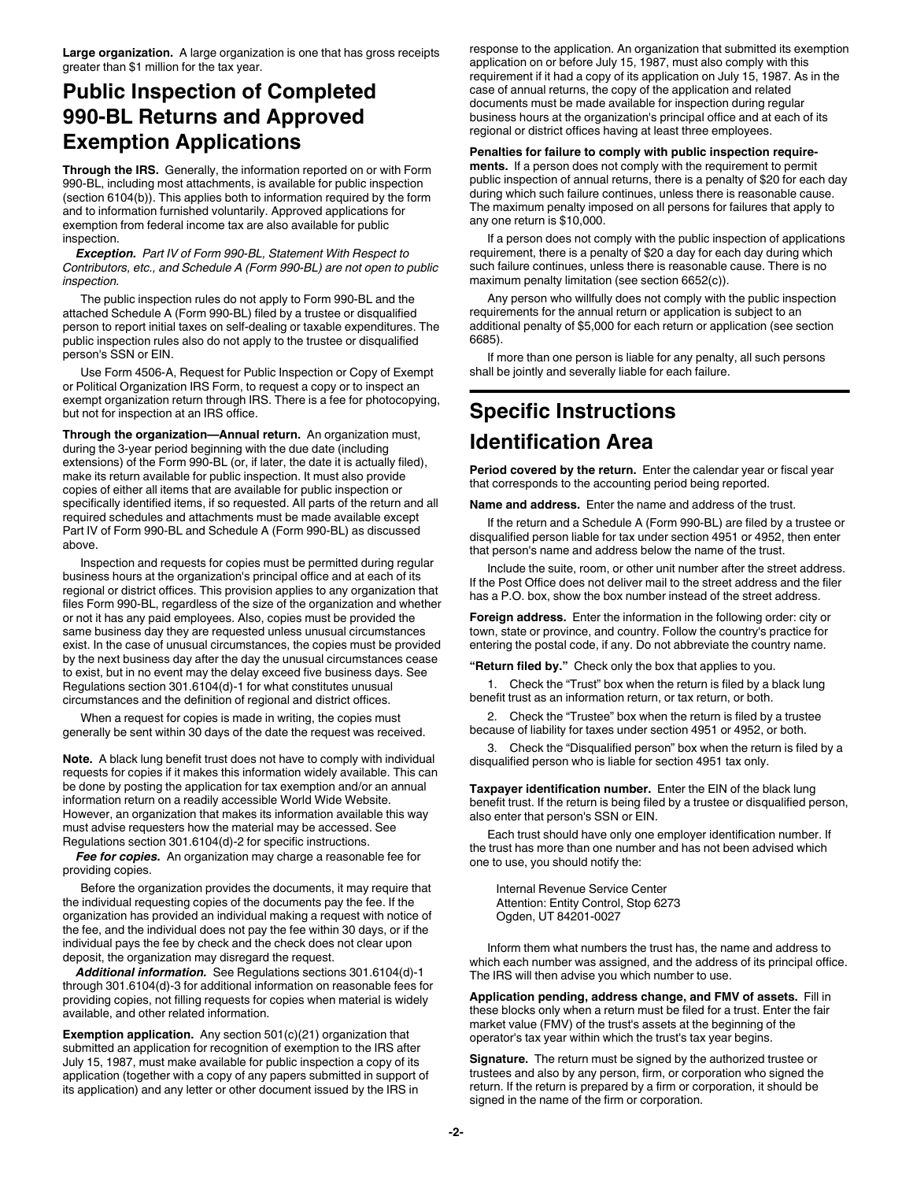**Large organization.** A large organization is one that has gross receipts greater than $1 million for the tax year.

## Public Inspection of Completed 990-BL Returns and Approved Exemption Applications

**Through the IRS.** Generally, the information reported on or with Form 990-BL, including most attachments, is available for public inspection (section 6104(b)). This applies both to information required by the form and to information furnished voluntarily. Approved applications for exemption from federal income tax are also available for public inspection.

***Exception.*** *Part IV of Form 990-BL, Statement With Respect to Contributors, etc., and Schedule A (Form 990-BL) are not open to public inspection.*

The public inspection rules do not apply to Form 990-BL and the attached Schedule A (Form 990-BL) filed by a trustee or disqualified person to report initial taxes on self-dealing or taxable expenditures. The public inspection rules also do not apply to the trustee or disqualified person's SSN or EIN.

Use Form 4506-A, Request for Public Inspection or Copy of Exempt or Political Organization IRS Form, to request a copy or to inspect an exempt organization return through IRS. There is a fee for photocopying, but not for inspection at an IRS office.

**Through the organization—Annual return.** An organization must, during the 3-year period beginning with the due date (including extensions) of the Form 990-BL (or, if later, the date it is actually filed), make its return available for public inspection. It must also provide copies of either all items that are available for public inspection or specifically identified items, if so requested. All parts of the return and all required schedules and attachments must be made available except Part IV of Form 990-BL and Schedule A (Form 990-BL) as discussed above.

Inspection and requests for copies must be permitted during regular business hours at the organization's principal office and at each of its regional or district offices. This provision applies to any organization that files Form 990-BL, regardless of the size of the organization and whether or not it has any paid employees. Also, copies must be provided the same business day they are requested unless unusual circumstances exist. In the case of unusual circumstances, the copies must be provided by the next business day after the day the unusual circumstances cease to exist, but in no event may the delay exceed five business days. See Regulations section 301.6104(d)-1 for what constitutes unusual circumstances and the definition of regional and district offices.

When a request for copies is made in writing, the copies must generally be sent within 30 days of the date the request was received.

**Note.** A black lung benefit trust does not have to comply with individual requests for copies if it makes this information widely available. This can be done by posting the application for tax exemption and/or an annual information return on a readily accessible World Wide Website. However, an organization that makes its information available this way must advise requesters how the material may be accessed. See Regulations section 301.6104(d)-2 for specific instructions.

***Fee for copies.*** An organization may charge a reasonable fee for providing copies.

Before the organization provides the documents, it may require that the individual requesting copies of the documents pay the fee. If the organization has provided an individual making a request with notice of the fee, and the individual does not pay the fee within 30 days, or if the individual pays the fee by check and the check does not clear upon deposit, the organization may disregard the request.

***Additional information.*** See Regulations sections 301.6104(d)-1 through 301.6104(d)-3 for additional information on reasonable fees for providing copies, not filling requests for copies when material is widely available, and other related information.

**Exemption application.** Any section 501(c)(21) organization that submitted an application for recognition of exemption to the IRS after July 15, 1987, must make available for public inspection a copy of its application (together with a copy of any papers submitted in support of its application) and any letter or other document issued by the IRS in response to the application. An organization that submitted its exemption application on or before July 15, 1987, must also comply with this requirement if it had a copy of its application on July 15, 1987. As in the case of annual returns, the copy of the application and related documents must be made available for inspection during regular business hours at the organization's principal office and at each of its regional or district offices having at least three employees.

**Penalties for failure to comply with public inspection requirements.** If a person does not comply with the requirement to permit public inspection of annual returns, there is a penalty of $20 for each day during which such failure continues, unless there is reasonable cause. The maximum penalty imposed on all persons for failures that apply to any one return is $10,000.

If a person does not comply with the public inspection of applications requirement, there is a penalty of $20 a day for each day during which such failure continues, unless there is reasonable cause. There is no maximum penalty limitation (see section 6652(c)).

Any person who willfully does not comply with the public inspection requirements for the annual return or application is subject to an additional penalty of $5,000 for each return or application (see section 6685).

If more than one person is liable for any penalty, all such persons shall be jointly and severally liable for each failure.

# Specific Instructions

## Identification Area

**Period covered by the return.** Enter the calendar year or fiscal year that corresponds to the accounting period being reported.

**Name and address.** Enter the name and address of the trust.

If the return and a Schedule A (Form 990-BL) are filed by a trustee or disqualified person liable for tax under section 4951 or 4952, then enter that person's name and address below the name of the trust.

Include the suite, room, or other unit number after the street address. If the Post Office does not deliver mail to the street address and the filer has a P.O. box, show the box number instead of the street address.

**Foreign address.** Enter the information in the following order: city or town, state or province, and country. Follow the country's practice for entering the postal code, if any. Do not abbreviate the country name.

**"Return filed by."** Check only the box that applies to you.

1. Check the "Trust" box when the return is filed by a black lung benefit trust as an information return, or tax return, or both.
2. Check the "Trustee" box when the return is filed by a trustee because of liability for taxes under section 4951 or 4952, or both.
3. Check the "Disqualified person" box when the return is filed by a disqualified person who is liable for section 4951 tax only.

**Taxpayer identification number.** Enter the EIN of the black lung benefit trust. If the return is being filed by a trustee or disqualified person, also enter that person's SSN or EIN.

Each trust should have only one employer identification number. If the trust has more than one number and has not been advised which one to use, you should notify the:

Internal Revenue Service Center
Attention: Entity Control, Stop 6273
Ogden, UT 84201-0027

Inform them what numbers the trust has, the name and address to which each number was assigned, and the address of its principal office. The IRS will then advise you which number to use.

**Application pending, address change, and FMV of assets.** Fill in these blocks only when a return must be filed for a trust. Enter the fair market value (FMV) of the trust's assets at the beginning of the operator's tax year within which the trust's tax year begins.

**Signature.** The return must be signed by the authorized trustee or trustees and also by any person, firm, or corporation who signed the return. If the return is prepared by a firm or corporation, it should be signed in the name of the firm or corporation.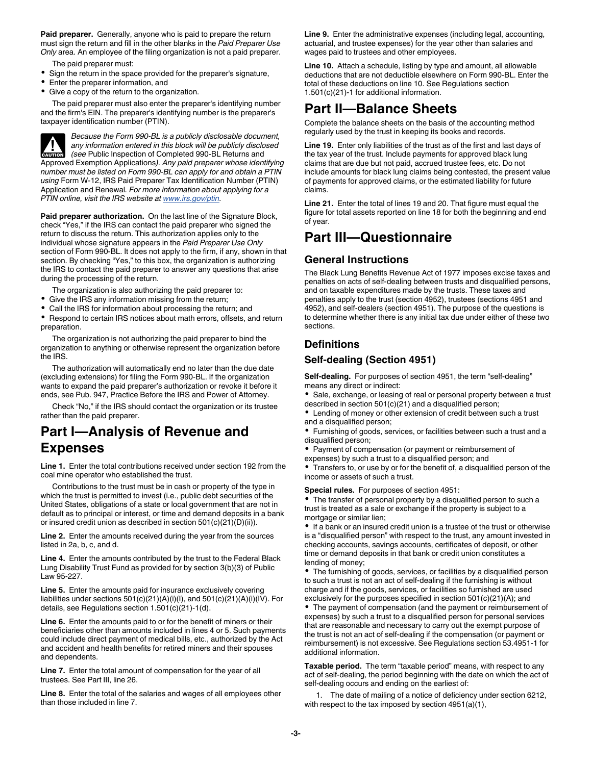**Paid preparer.** Generally, anyone who is paid to prepare the return must sign the return and fill in the other blanks in the *Paid Preparer Use Only* area. An employee of the filing organization is not a paid preparer.

The paid preparer must:

- Sign the return in the space provided for the preparer's signature,
- Enter the preparer information, and
- Give a copy of the return to the organization.

The paid preparer must also enter the preparer's identifying number and the firm's EIN. The preparer's identifying number is the preparer's taxpayer identification number (PTIN).

**CAUTION** *Because the Form 990-BL is a publicly disclosable document, any information entered in this block will be publicly disclosed (see* Public Inspection of Completed 990-BL Returns and Approved Exemption Applications*). Any paid preparer whose identifying number must be listed on Form 990-BL can apply for and obtain a PTIN using* Form W-12, IRS Paid Preparer Tax Identification Number (PTIN) Application and Renewal*. For more information about applying for a PTIN online, visit the IRS website at* *www.irs.gov/ptin*.

**Paid preparer authorization.** On the last line of the Signature Block, check "Yes," if the IRS can contact the paid preparer who signed the return to discuss the return. This authorization applies only to the individual whose signature appears in the *Paid Preparer Use Only* section of Form 990-BL. It does not apply to the firm, if any, shown in that section. By checking "Yes," to this box, the organization is authorizing the IRS to contact the paid preparer to answer any questions that arise during the processing of the return.

The organization is also authorizing the paid preparer to:

- Give the IRS any information missing from the return;
- Call the IRS for information about processing the return; and
- Respond to certain IRS notices about math errors, offsets, and return preparation.

The organization is not authorizing the paid preparer to bind the organization to anything or otherwise represent the organization before the IRS.

The authorization will automatically end no later than the due date (excluding extensions) for filing the Form 990-BL. If the organization wants to expand the paid preparer's authorization or revoke it before it ends, see Pub. 947, Practice Before the IRS and Power of Attorney.

Check "No," if the IRS should contact the organization or its trustee rather than the paid preparer.

# Part I—Analysis of Revenue and Expenses

**Line 1.** Enter the total contributions received under section 192 from the coal mine operator who established the trust.

Contributions to the trust must be in cash or property of the type in which the trust is permitted to invest (i.e., public debt securities of the United States, obligations of a state or local government that are not in default as to principal or interest, or time and demand deposits in a bank or insured credit union as described in section 501(c)(21)(D)(ii)).

**Line 2.** Enter the amounts received during the year from the sources listed in 2a, b, c, and d.

**Line 4.** Enter the amounts contributed by the trust to the Federal Black Lung Disability Trust Fund as provided for by section 3(b)(3) of Public Law 95-227.

**Line 5.** Enter the amounts paid for insurance exclusively covering liabilities under sections 501(c)(21)(A)(i)(I), and 501(c)(21)(A)(i)(IV). For details, see Regulations section 1.501(c)(21)-1(d).

**Line 6.** Enter the amounts paid to or for the benefit of miners or their beneficiaries other than amounts included in lines 4 or 5. Such payments could include direct payment of medical bills, etc., authorized by the Act and accident and health benefits for retired miners and their spouses and dependents.

**Line 7.** Enter the total amount of compensation for the year of all trustees. See Part III, line 26.

**Line 8.** Enter the total of the salaries and wages of all employees other than those included in line 7.

**Line 9.** Enter the administrative expenses (including legal, accounting, actuarial, and trustee expenses) for the year other than salaries and wages paid to trustees and other employees.

**Line 10.** Attach a schedule, listing by type and amount, all allowable deductions that are not deductible elsewhere on Form 990-BL. Enter the total of these deductions on line 10. See Regulations section 1.501(c)(21)-1 for additional information.

# Part II—Balance Sheets

Complete the balance sheets on the basis of the accounting method regularly used by the trust in keeping its books and records.

**Line 19.** Enter only liabilities of the trust as of the first and last days of the tax year of the trust. Include payments for approved black lung claims that are due but not paid, accrued trustee fees, etc. Do not include amounts for black lung claims being contested, the present value of payments for approved claims, or the estimated liability for future claims.

**Line 21.** Enter the total of lines 19 and 20. That figure must equal the figure for total assets reported on line 18 for both the beginning and end of year.

# Part III—Questionnaire

## General Instructions

The Black Lung Benefits Revenue Act of 1977 imposes excise taxes and penalties on acts of self-dealing between trusts and disqualified persons, and on taxable expenditures made by the trusts. These taxes and penalties apply to the trust (section 4952), trustees (sections 4951 and 4952), and self-dealers (section 4951). The purpose of the questions is to determine whether there is any initial tax due under either of these two sections.

## Definitions

### Self-dealing (Section 4951)

**Self-dealing.** For purposes of section 4951, the term "self-dealing" means any direct or indirect:

- Sale, exchange, or leasing of real or personal property between a trust described in section 501(c)(21) and a disqualified person;
- Lending of money or other extension of credit between such a trust and a disqualified person;
- Furnishing of goods, services, or facilities between such a trust and a disqualified person;
- Payment of compensation (or payment or reimbursement of expenses) by such a trust to a disqualified person; and
- Transfers to, or use by or for the benefit of, a disqualified person of the income or assets of such a trust.

**Special rules.** For purposes of section 4951:

- The transfer of personal property by a disqualified person to such a trust is treated as a sale or exchange if the property is subject to a mortgage or similar lien;
- If a bank or an insured credit union is a trustee of the trust or otherwise is a "disqualified person" with respect to the trust, any amount invested in checking accounts, savings accounts, certificates of deposit, or other time or demand deposits in that bank or credit union constitutes a lending of money;
- The furnishing of goods, services, or facilities by a disqualified person to such a trust is not an act of self-dealing if the furnishing is without charge and if the goods, services, or facilities so furnished are used exclusively for the purposes specified in section 501(c)(21)(A); and
- The payment of compensation (and the payment or reimbursement of expenses) by such a trust to a disqualified person for personal services that are reasonable and necessary to carry out the exempt purpose of the trust is not an act of self-dealing if the compensation (or payment or reimbursement) is not excessive. See Regulations section 53.4951-1 for additional information.

**Taxable period.** The term "taxable period" means, with respect to any act of self-dealing, the period beginning with the date on which the act of self-dealing occurs and ending on the earliest of:

1. The date of mailing of a notice of deficiency under section 6212, with respect to the tax imposed by section 4951(a)(1),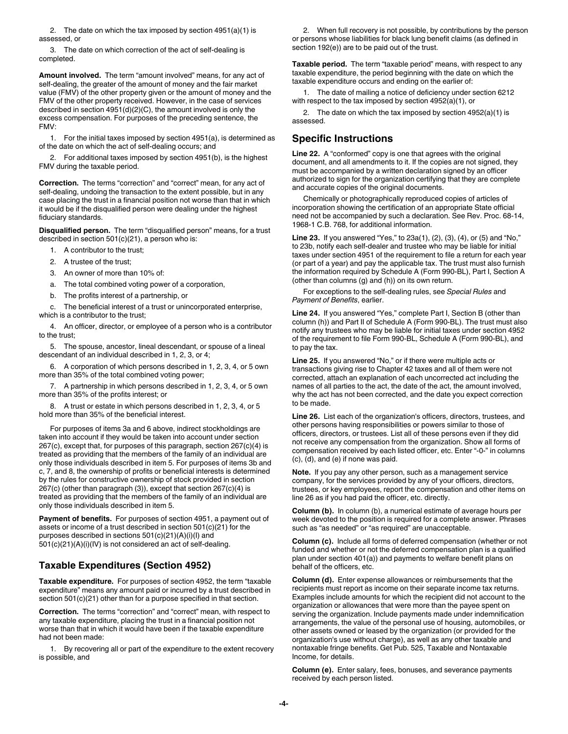2. The date on which the tax imposed by section 4951(a)(1) is assessed, or

3. The date on which correction of the act of self-dealing is completed.

**Amount involved.** The term "amount involved" means, for any act of self-dealing, the greater of the amount of money and the fair market value (FMV) of the other property given or the amount of money and the FMV of the other property received. However, in the case of services described in section 4951(d)(2)(C), the amount involved is only the excess compensation. For purposes of the preceding sentence, the FMV:

1. For the initial taxes imposed by section 4951(a), is determined as of the date on which the act of self-dealing occurs; and

2. For additional taxes imposed by section 4951(b), is the highest FMV during the taxable period.

**Correction.** The terms "correction" and "correct" mean, for any act of self-dealing, undoing the transaction to the extent possible, but in any case placing the trust in a financial position not worse than that in which it would be if the disqualified person were dealing under the highest fiduciary standards.

**Disqualified person.** The term "disqualified person" means, for a trust described in section 501(c)(21), a person who is:

1. A contributor to the trust;

2. A trustee of the trust;

3. An owner of more than 10% of:

a. The total combined voting power of a corporation,

b. The profits interest of a partnership, or

c. The beneficial interest of a trust or unincorporated enterprise, which is a contributor to the trust;

4. An officer, director, or employee of a person who is a contributor to the trust;

5. The spouse, ancestor, lineal descendant, or spouse of a lineal descendant of an individual described in 1, 2, 3, or 4;

6. A corporation of which persons described in 1, 2, 3, 4, or 5 own more than 35% of the total combined voting power;

7. A partnership in which persons described in 1, 2, 3, 4, or 5 own more than 35% of the profits interest; or

8. A trust or estate in which persons described in 1, 2, 3, 4, or 5 hold more than 35% of the beneficial interest.

For purposes of items 3a and 6 above, indirect stockholdings are taken into account if they would be taken into account under section 267(c), except that, for purposes of this paragraph, section 267(c)(4) is treated as providing that the members of the family of an individual are only those individuals described in item 5. For purposes of items 3b and c, 7, and 8, the ownership of profits or beneficial interests is determined by the rules for constructive ownership of stock provided in section 267(c) (other than paragraph (3)), except that section 267(c)(4) is treated as providing that the members of the family of an individual are only those individuals described in item 5.

**Payment of benefits.** For purposes of section 4951, a payment out of assets or income of a trust described in section 501(c)(21) for the purposes described in sections 501(c)(21)(A)(i)(I) and 501(c)(21)(A)(i)(IV) is not considered an act of self-dealing.

## Taxable Expenditures (Section 4952)

**Taxable expenditure.** For purposes of section 4952, the term "taxable expenditure" means any amount paid or incurred by a trust described in section 501(c)(21) other than for a purpose specified in that section.

**Correction.** The terms "correction" and "correct" mean, with respect to any taxable expenditure, placing the trust in a financial position not worse than that in which it would have been if the taxable expenditure had not been made:

1. By recovering all or part of the expenditure to the extent recovery is possible, and

2. When full recovery is not possible, by contributions by the person or persons whose liabilities for black lung benefit claims (as defined in section 192(e)) are to be paid out of the trust.

**Taxable period.** The term "taxable period" means, with respect to any taxable expenditure, the period beginning with the date on which the taxable expenditure occurs and ending on the earlier of:

1. The date of mailing a notice of deficiency under section 6212 with respect to the tax imposed by section 4952(a)(1), or

2. The date on which the tax imposed by section 4952(a)(1) is assessed.

## Specific Instructions

**Line 22.** A "conformed" copy is one that agrees with the original document, and all amendments to it. If the copies are not signed, they must be accompanied by a written declaration signed by an officer authorized to sign for the organization certifying that they are complete and accurate copies of the original documents.

Chemically or photographically reproduced copies of articles of incorporation showing the certification of an appropriate State official need not be accompanied by such a declaration. See Rev. Proc. 68-14, 1968-1 C.B. 768, for additional information.

**Line 23.** If you answered "Yes," to 23a(1), (2), (3), (4), or (5) and "No," to 23b, notify each self-dealer and trustee who may be liable for initial taxes under section 4951 of the requirement to file a return for each year (or part of a year) and pay the applicable tax. The trust must also furnish the information required by Schedule A (Form 990-BL), Part I, Section A (other than columns (g) and (h)) on its own return.

For exceptions to the self-dealing rules, see *Special Rules* and *Payment of Benefits*, earlier.

**Line 24.** If you answered "Yes," complete Part I, Section B (other than column (h)) and Part II of Schedule A (Form 990-BL). The trust must also notify any trustees who may be liable for initial taxes under section 4952 of the requirement to file Form 990-BL, Schedule A (Form 990-BL), and to pay the tax.

**Line 25.** If you answered "No," or if there were multiple acts or transactions giving rise to Chapter 42 taxes and all of them were not corrected, attach an explanation of each uncorrected act including the names of all parties to the act, the date of the act, the amount involved, why the act has not been corrected, and the date you expect correction to be made.

**Line 26.** List each of the organization's officers, directors, trustees, and other persons having responsibilities or powers similar to those of officers, directors, or trustees. List all of these persons even if they did not receive any compensation from the organization. Show all forms of compensation received by each listed officer, etc. Enter "-0-" in columns (c), (d), and (e) if none was paid.

**Note.** If you pay any other person, such as a management service company, for the services provided by any of your officers, directors, trustees, or key employees, report the compensation and other items on line 26 as if you had paid the officer, etc. directly.

**Column (b).** In column (b), a numerical estimate of average hours per week devoted to the position is required for a complete answer. Phrases such as "as needed" or "as required" are unacceptable.

**Column (c).** Include all forms of deferred compensation (whether or not funded and whether or not the deferred compensation plan is a qualified plan under section 401(a)) and payments to welfare benefit plans on behalf of the officers, etc.

**Column (d).** Enter expense allowances or reimbursements that the recipients must report as income on their separate income tax returns. Examples include amounts for which the recipient did not account to the organization or allowances that were more than the payee spent on serving the organization. Include payments made under indemnification arrangements, the value of the personal use of housing, automobiles, or other assets owned or leased by the organization (or provided for the organization's use without charge), as well as any other taxable and nontaxable fringe benefits. Get Pub. 525, Taxable and Nontaxable Income, for details.

**Column (e).** Enter salary, fees, bonuses, and severance payments received by each person listed.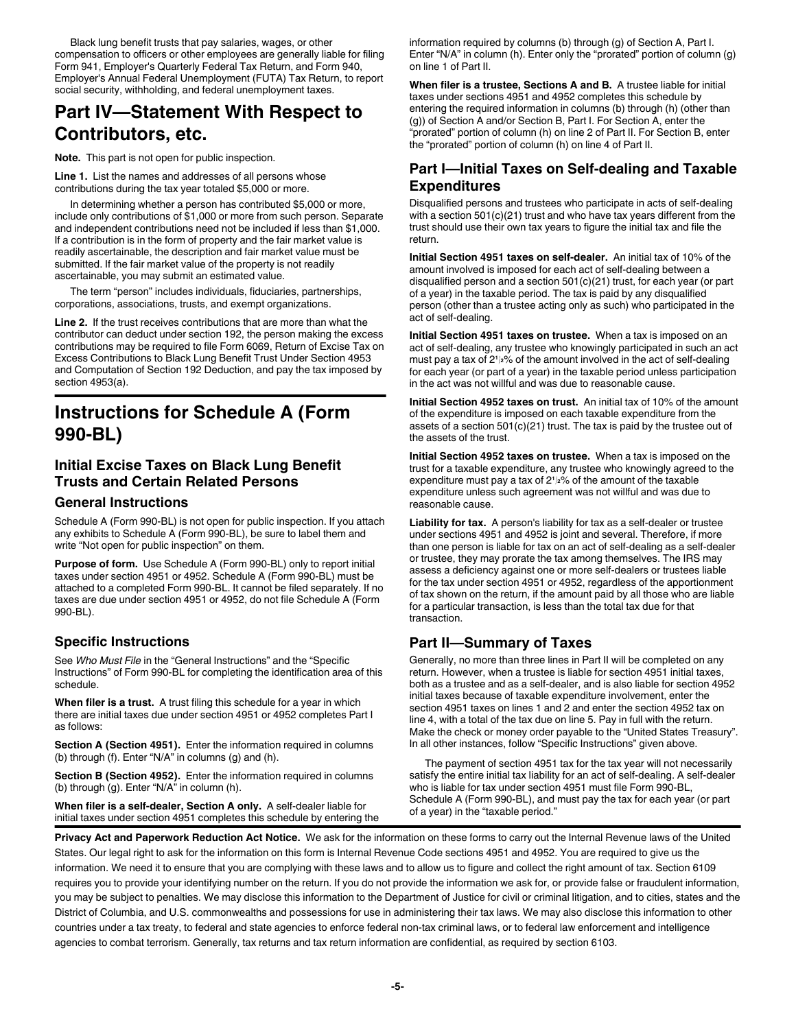Black lung benefit trusts that pay salaries, wages, or other compensation to officers or other employees are generally liable for filing Form 941, Employer's Quarterly Federal Tax Return, and Form 940, Employer's Annual Federal Unemployment (FUTA) Tax Return, to report social security, withholding, and federal unemployment taxes.

## Part IV—Statement With Respect to Contributors, etc.

**Note.** This part is not open for public inspection.

**Line 1.** List the names and addresses of all persons whose contributions during the tax year totaled $5,000 or more.

In determining whether a person has contributed $5,000 or more, include only contributions of $1,000 or more from such person. Separate and independent contributions need not be included if less than $1,000. If a contribution is in the form of property and the fair market value is readily ascertainable, the description and fair market value must be submitted. If the fair market value of the property is not readily ascertainable, you may submit an estimated value.

The term "person" includes individuals, fiduciaries, partnerships, corporations, associations, trusts, and exempt organizations.

**Line 2.** If the trust receives contributions that are more than what the contributor can deduct under section 192, the person making the excess contributions may be required to file Form 6069, Return of Excise Tax on Excess Contributions to Black Lung Benefit Trust Under Section 4953 and Computation of Section 192 Deduction, and pay the tax imposed by section 4953(a).

# Instructions for Schedule A (Form 990-BL)

## Initial Excise Taxes on Black Lung Benefit Trusts and Certain Related Persons

### General Instructions

Schedule A (Form 990-BL) is not open for public inspection. If you attach any exhibits to Schedule A (Form 990-BL), be sure to label them and write "Not open for public inspection" on them.

**Purpose of form.** Use Schedule A (Form 990-BL) only to report initial taxes under section 4951 or 4952. Schedule A (Form 990-BL) must be attached to a completed Form 990-BL. It cannot be filed separately. If no taxes are due under section 4951 or 4952, do not file Schedule A (Form 990-BL).

### Specific Instructions

See *Who Must File* in the "General Instructions" and the "Specific Instructions" of Form 990-BL for completing the identification area of this schedule.

**When filer is a trust.** A trust filing this schedule for a year in which there are initial taxes due under section 4951 or 4952 completes Part I as follows:

**Section A (Section 4951).** Enter the information required in columns (b) through (f). Enter "N/A" in columns (g) and (h).

**Section B (Section 4952).** Enter the information required in columns (b) through (g). Enter "N/A" in column (h).

**When filer is a self-dealer, Section A only.** A self-dealer liable for initial taxes under section 4951 completes this schedule by entering the information required by columns (b) through (g) of Section A, Part I. Enter "N/A" in column (h). Enter only the "prorated" portion of column (g) on line 1 of Part II.

**When filer is a trustee, Sections A and B.** A trustee liable for initial taxes under sections 4951 and 4952 completes this schedule by entering the required information in columns (b) through (h) (other than (g)) of Section A and/or Section B, Part I. For Section A, enter the "prorated" portion of column (h) on line 2 of Part II. For Section B, enter the "prorated" portion of column (h) on line 4 of Part II.

## Part I—Initial Taxes on Self-dealing and Taxable Expenditures

Disqualified persons and trustees who participate in acts of self-dealing with a section 501(c)(21) trust and who have tax years different from the trust should use their own tax years to figure the initial tax and file the return.

**Initial Section 4951 taxes on self-dealer.** An initial tax of 10% of the amount involved is imposed for each act of self-dealing between a disqualified person and a section 501(c)(21) trust, for each year (or part of a year) in the taxable period. The tax is paid by any disqualified person (other than a trustee acting only as such) who participated in the act of self-dealing.

**Initial Section 4951 taxes on trustee.** When a tax is imposed on an act of self-dealing, any trustee who knowingly participated in such an act must pay a tax of 2½% of the amount involved in the act of self-dealing for each year (or part of a year) in the taxable period unless participation in the act was not willful and was due to reasonable cause.

**Initial Section 4952 taxes on trust.** An initial tax of 10% of the amount of the expenditure is imposed on each taxable expenditure from the assets of a section 501(c)(21) trust. The tax is paid by the trustee out of the assets of the trust.

**Initial Section 4952 taxes on trustee.** When a tax is imposed on the trust for a taxable expenditure, any trustee who knowingly agreed to the expenditure must pay a tax of 2½% of the amount of the taxable expenditure unless such agreement was not willful and was due to reasonable cause.

**Liability for tax.** A person's liability for tax as a self-dealer or trustee under sections 4951 and 4952 is joint and several. Therefore, if more than one person is liable for tax on an act of self-dealing as a self-dealer or trustee, they may prorate the tax among themselves. The IRS may assess a deficiency against one or more self-dealers or trustees liable for the tax under section 4951 or 4952, regardless of the apportionment of tax shown on the return, if the amount paid by all those who are liable for a particular transaction, is less than the total tax due for that transaction.

## Part II—Summary of Taxes

Generally, no more than three lines in Part II will be completed on any return. However, when a trustee is liable for section 4951 initial taxes, both as a trustee and as a self-dealer, and is also liable for section 4952 initial taxes because of taxable expenditure involvement, enter the section 4951 taxes on lines 1 and 2 and enter the section 4952 tax on line 4, with a total of the tax due on line 5. Pay in full with the return. Make the check or money order payable to the "United States Treasury". In all other instances, follow "Specific Instructions" given above.

The payment of section 4951 tax for the tax year will not necessarily satisfy the entire initial tax liability for an act of self-dealing. A self-dealer who is liable for tax under section 4951 must file Form 990-BL, Schedule A (Form 990-BL), and must pay the tax for each year (or part of a year) in the "taxable period."

**Privacy Act and Paperwork Reduction Act Notice.** We ask for the information on these forms to carry out the Internal Revenue laws of the United States. Our legal right to ask for the information on this form is Internal Revenue Code sections 4951 and 4952. You are required to give us the information. We need it to ensure that you are complying with these laws and to allow us to figure and collect the right amount of tax. Section 6109 requires you to provide your identifying number on the return. If you do not provide the information we ask for, or provide false or fraudulent information, you may be subject to penalties. We may disclose this information to the Department of Justice for civil or criminal litigation, and to cities, states and the District of Columbia, and U.S. commonwealths and possessions for use in administering their tax laws. We may also disclose this information to other countries under a tax treaty, to federal and state agencies to enforce federal non-tax criminal laws, or to federal law enforcement and intelligence agencies to combat terrorism. Generally, tax returns and tax return information are confidential, as required by section 6103.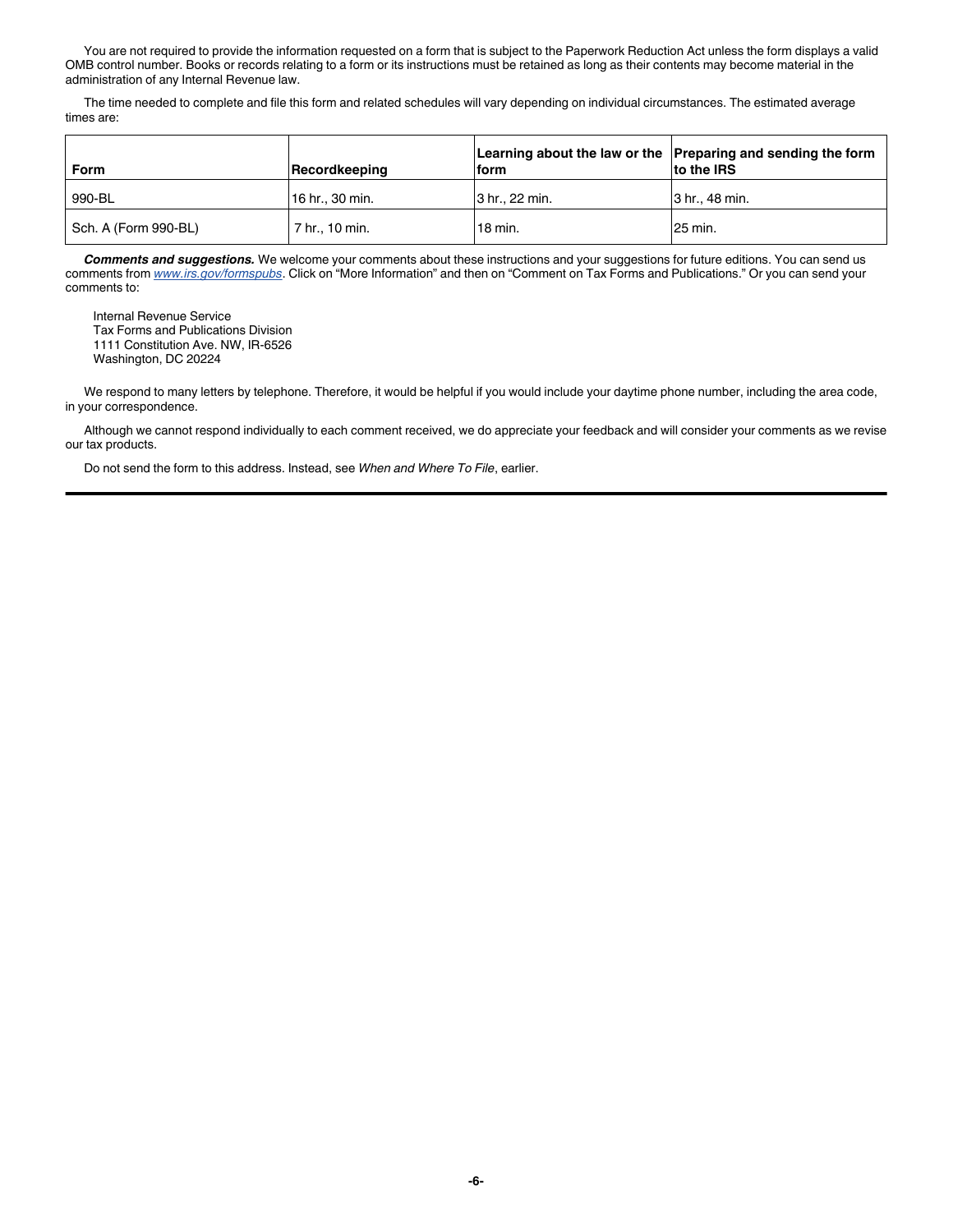You are not required to provide the information requested on a form that is subject to the Paperwork Reduction Act unless the form displays a valid OMB control number. Books or records relating to a form or its instructions must be retained as long as their contents may become material in the administration of any Internal Revenue law.

The time needed to complete and file this form and related schedules will vary depending on individual circumstances. The estimated average times are:

| Form | Recordkeeping | Learning about the law or the form | Preparing and sending the form to the IRS |
| --- | --- | --- | --- |
| 990-BL | 16 hr., 30 min. | 3 hr., 22 min. | 3 hr., 48 min. |
| Sch. A (Form 990-BL) | 7 hr., 10 min. | 18 min. | 25 min. |

***Comments and suggestions.*** We welcome your comments about these instructions and your suggestions for future editions. You can send us comments from *www.irs.gov/formspubs*. Click on “More Information” and then on “Comment on Tax Forms and Publications.” Or you can send your comments to:

Internal Revenue Service  
Tax Forms and Publications Division  
1111 Constitution Ave. NW, IR-6526  
Washington, DC 20224

We respond to many letters by telephone. Therefore, it would be helpful if you would include your daytime phone number, including the area code, in your correspondence.

Although we cannot respond individually to each comment received, we do appreciate your feedback and will consider your comments as we revise our tax products.

Do not send the form to this address. Instead, see *When and Where To File*, earlier.